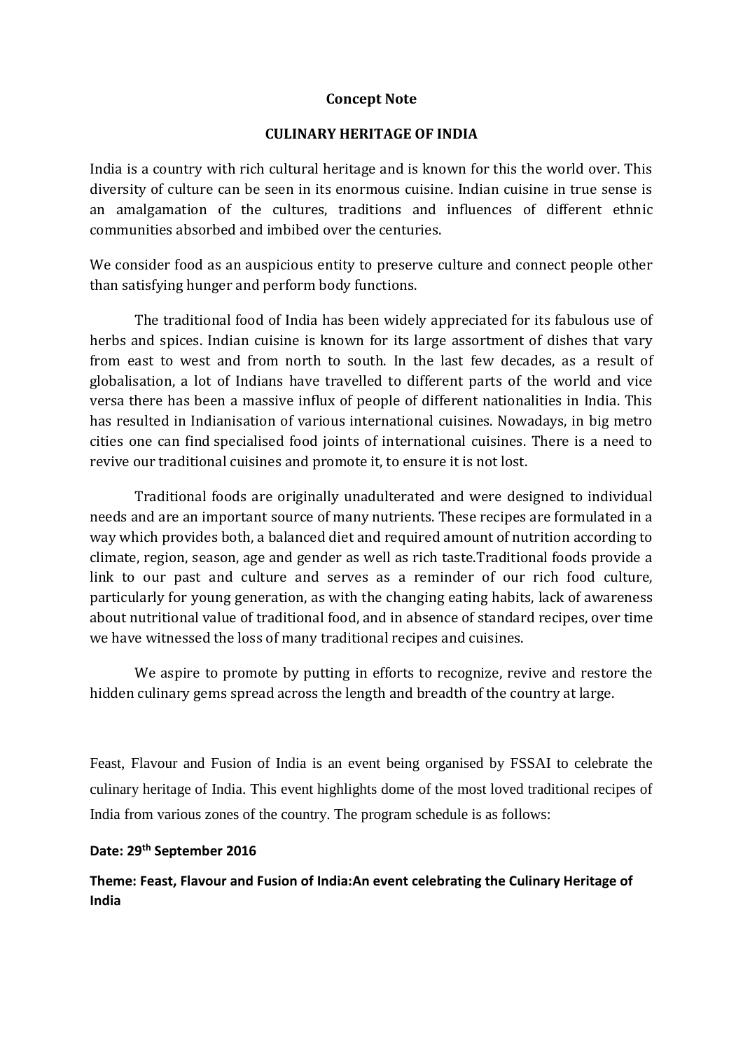**Concept Note**

**CULINARY HERITAGE OF INDIA**

India is a country with rich cultural heritage and is known for this the world over. This diversity of culture can be seen in its enormous cuisine. Indian cuisine in true sense is an amalgamation of the cultures, traditions and influences of different ethnic communities absorbed and imbibed over the centuries.

We consider food as an auspicious entity to preserve culture and connect people other than satisfying hunger and perform body functions.

The traditional food of India has been widely appreciated for its fabulous use of herbs and spices. Indian cuisine is known for its large assortment of dishes that vary from east to west and from north to south. In the last few decades, as a result of globalisation, a lot of Indians have travelled to different parts of the world and vice versa there has been a massive influx of people of different nationalities in India. This has resulted in Indianisation of various international cuisines. Nowadays, in big metro cities one can find specialised food joints of international cuisines. There is a need to revive our traditional cuisines and promote it, to ensure it is not lost.

Traditional foods are originally unadulterated and were designed to individual needs and are an important source of many nutrients. These recipes are formulated in a way which provides both, a balanced diet and required amount of nutrition according to climate, region, season, age and gender as well as rich taste.Traditional foods provide a link to our past and culture and serves as a reminder of our rich food culture, particularly for young generation, as with the changing eating habits, lack of awareness about nutritional value of traditional food, and in absence of standard recipes, over time we have witnessed the loss of many traditional recipes and cuisines.

We aspire to promote by putting in efforts to recognize, revive and restore the hidden culinary gems spread across the length and breadth of the country at large.

Feast, Flavour and Fusion of India is an event being organised by FSSAI to celebrate the culinary heritage of India. This event highlights dome of the most loved traditional recipes of India from various zones of the country. The program schedule is as follows:

**Date: 29th September 2016**

**Theme: Feast, Flavour and Fusion of India:An event celebrating the Culinary Heritage of India**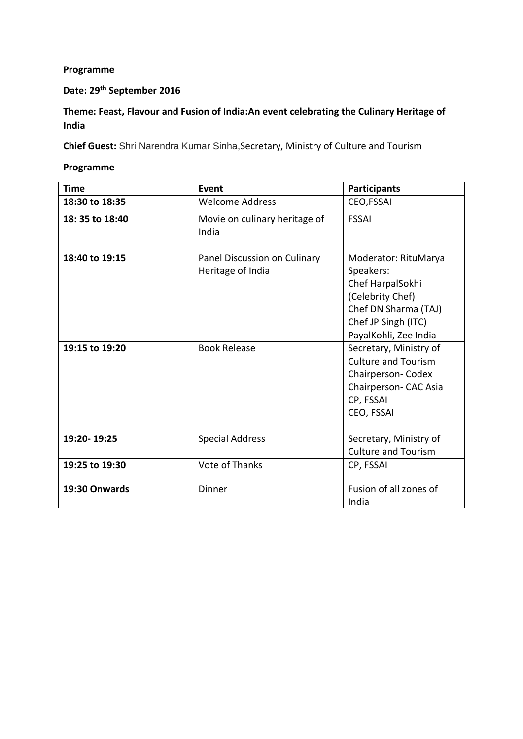**Programme**

**Date: 29th September 2016**

**Theme: Feast, Flavour and Fusion of India:An event celebrating the Culinary Heritage of India**

**Chief Guest:** Shri Narendra Kumar Sinha,Secretary, Ministry of Culture and Tourism

**Programme**

| Time | Event | Participants |
|---|---|---|
| **18:30 to 18:35** | Welcome Address | CEO,FSSAI |
| **18: 35 to 18:40** | Movie on culinary heritage of India | FSSAI |
| **18:40 to 19:15** | Panel Discussion on Culinary Heritage of India | Moderator: RituMarya<br>Speakers:<br>Chef HarpalSokhi (Celebrity Chef)<br>Chef DN Sharma (TAJ)<br>Chef JP Singh (ITC)<br>PayalKohli, Zee India |
| **19:15 to 19:20** | Book Release | Secretary, Ministry of Culture and Tourism<br>Chairperson- Codex<br>Chairperson- CAC Asia<br>CP, FSSAI<br>CEO, FSSAI |
| **19:20- 19:25** | Special Address | Secretary, Ministry of Culture and Tourism |
| **19:25 to 19:30** | Vote of Thanks | CP, FSSAI |
| **19:30 Onwards** | Dinner | Fusion of all zones of India |